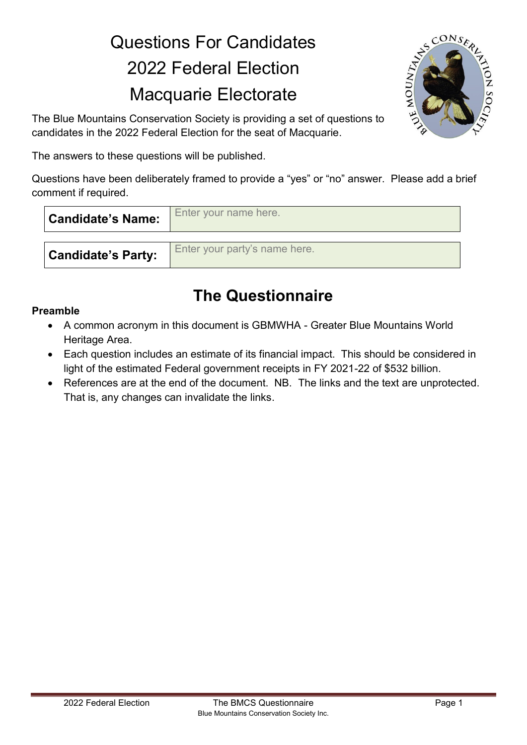# Questions For Candidates
# 2022 Federal Election
# Macquarie Electorate

The Blue Mountains Conservation Society is providing a set of questions to candidates in the 2022 Federal Election for the seat of Macquarie.

The answers to these questions will be published.

Questions have been deliberately framed to provide a "yes" or "no" answer. Please add a brief comment if required.

| **Candidate's Name:** | Enter your name here. |
|---|---|

| **Candidate's Party:** | Enter your party's name here. |
|---|---|

## The Questionnaire

**Preamble**

- A common acronym in this document is GBMWHA - Greater Blue Mountains World Heritage Area.
- Each question includes an estimate of its financial impact. This should be considered in light of the estimated Federal government receipts in FY 2021-22 of $532 billion.
- References are at the end of the document. NB. The links and the text are unprotected. That is, any changes can invalidate the links.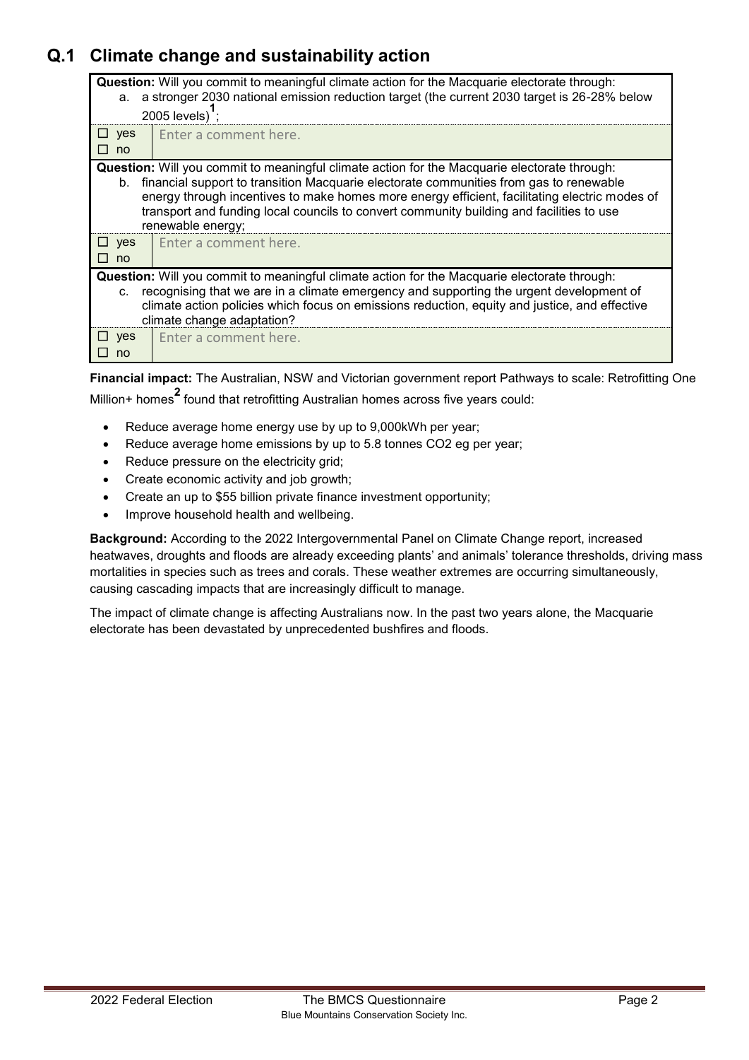## Q.1 Climate change and sustainability action

| **Question:** Will you commit to meaningful climate action for the Macquarie electorate through: a. a stronger 2030 national emission reduction target (the current 2030 target is 26-28% below 2005 levels)[1]; | |
|---|---|
| ☐ yes ☐ no | Enter a comment here. |
| **Question:** Will you commit to meaningful climate action for the Macquarie electorate through: b. financial support to transition Macquarie electorate communities from gas to renewable energy through incentives to make homes more energy efficient, facilitating electric modes of transport and funding local councils to convert community building and facilities to use renewable energy; | |
| ☐ yes ☐ no | Enter a comment here. |
| **Question:** Will you commit to meaningful climate action for the Macquarie electorate through: c. recognising that we are in a climate emergency and supporting the urgent development of climate action policies which focus on emissions reduction, equity and justice, and effective climate change adaptation? | |
| ☐ yes ☐ no | Enter a comment here. |

**Financial impact:** The Australian, NSW and Victorian government report Pathways to scale: Retrofitting One Million+ homes[2] found that retrofitting Australian homes across five years could:

- Reduce average home energy use by up to 9,000kWh per year;
- Reduce average home emissions by up to 5.8 tonnes CO2 eg per year;
- Reduce pressure on the electricity grid;
- Create economic activity and job growth;
- Create an up to $55 billion private finance investment opportunity;
- Improve household health and wellbeing.

**Background:** According to the 2022 Intergovernmental Panel on Climate Change report, increased heatwaves, droughts and floods are already exceeding plants' and animals' tolerance thresholds, driving mass mortalities in species such as trees and corals. These weather extremes are occurring simultaneously, causing cascading impacts that are increasingly difficult to manage.

The impact of climate change is affecting Australians now. In the past two years alone, the Macquarie electorate has been devastated by unprecedented bushfires and floods.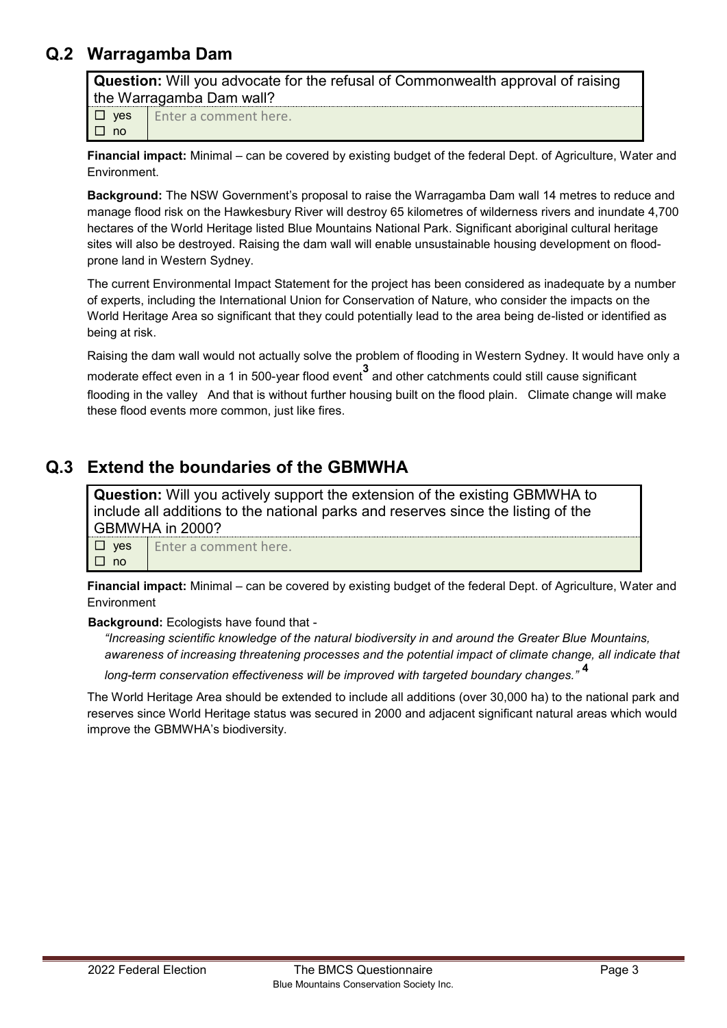## Q.2 Warragamba Dam

| **Question:** Will you advocate for the refusal of Commonwealth approval of raising the Warragamba Dam wall? | |
|---|---|
| ☐ yes<br>☐ no | Enter a comment here. |

**Financial impact:** Minimal – can be covered by existing budget of the federal Dept. of Agriculture, Water and Environment.

**Background:** The NSW Government's proposal to raise the Warragamba Dam wall 14 metres to reduce and manage flood risk on the Hawkesbury River will destroy 65 kilometres of wilderness rivers and inundate 4,700 hectares of the World Heritage listed Blue Mountains National Park. Significant aboriginal cultural heritage sites will also be destroyed. Raising the dam wall will enable unsustainable housing development on flood-prone land in Western Sydney.

The current Environmental Impact Statement for the project has been considered as inadequate by a number of experts, including the International Union for Conservation of Nature, who consider the impacts on the World Heritage Area so significant that they could potentially lead to the area being de-listed or identified as being at risk.

Raising the dam wall would not actually solve the problem of flooding in Western Sydney. It would have only a moderate effect even in a 1 in 500-year flood event[3] and other catchments could still cause significant flooding in the valley And that is without further housing built on the flood plain. Climate change will make these flood events more common, just like fires.

## Q.3 Extend the boundaries of the GBMWHA

| **Question:** Will you actively support the extension of the existing GBMWHA to include all additions to the national parks and reserves since the listing of the GBMWHA in 2000? | |
|---|---|
| ☐ yes<br>☐ no | Enter a comment here. |

**Financial impact:** Minimal – can be covered by existing budget of the federal Dept. of Agriculture, Water and Environment

**Background:** Ecologists have found that -

*"Increasing scientific knowledge of the natural biodiversity in and around the Greater Blue Mountains, awareness of increasing threatening processes and the potential impact of climate change, all indicate that long-term conservation effectiveness will be improved with targeted boundary changes."* [4]

The World Heritage Area should be extended to include all additions (over 30,000 ha) to the national park and reserves since World Heritage status was secured in 2000 and adjacent significant natural areas which would improve the GBMWHA's biodiversity.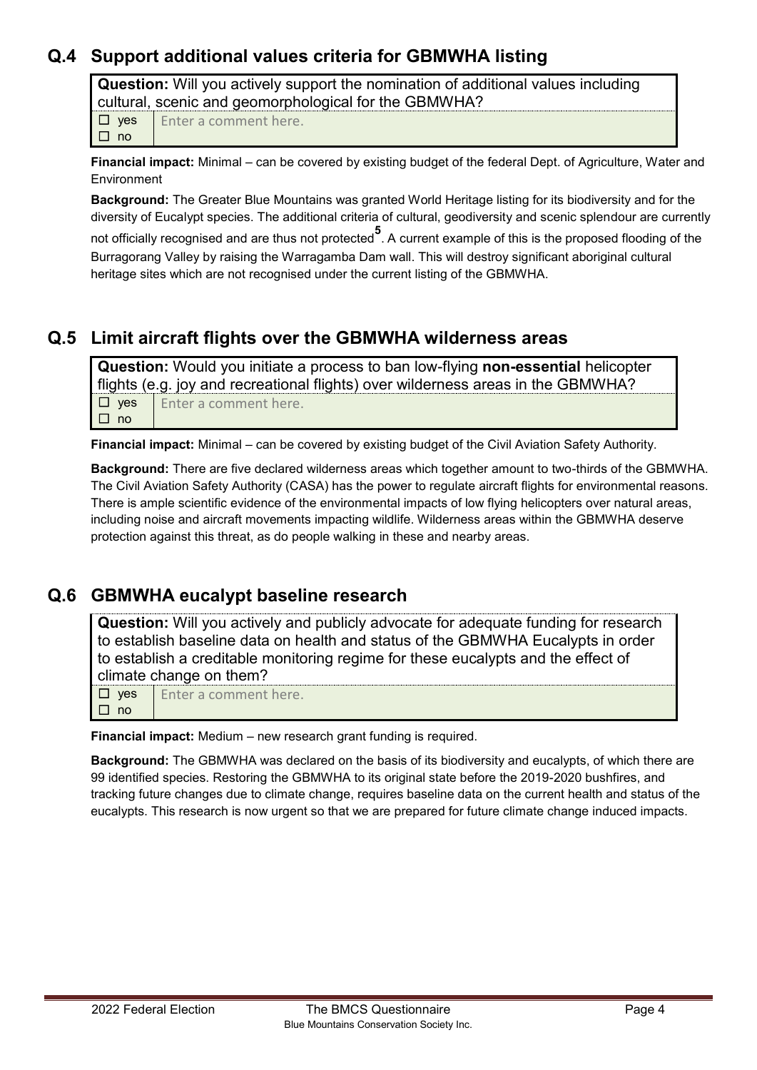## Q.4 Support additional values criteria for GBMWHA listing

| **Question:** Will you actively support the nomination of additional values including cultural, scenic and geomorphological for the GBMWHA? | |
|---|---|
| ☐ yes<br>☐ no | Enter a comment here. |

**Financial impact:** Minimal – can be covered by existing budget of the federal Dept. of Agriculture, Water and Environment

**Background:** The Greater Blue Mountains was granted World Heritage listing for its biodiversity and for the diversity of Eucalypt species. The additional criteria of cultural, geodiversity and scenic splendour are currently not officially recognised and are thus not protected[5]. A current example of this is the proposed flooding of the Burragorang Valley by raising the Warragamba Dam wall. This will destroy significant aboriginal cultural heritage sites which are not recognised under the current listing of the GBMWHA.

## Q.5 Limit aircraft flights over the GBMWHA wilderness areas

| **Question:** Would you initiate a process to ban low-flying **non-essential** helicopter flights (e.g. joy and recreational flights) over wilderness areas in the GBMWHA? | |
|---|---|
| ☐ yes<br>☐ no | Enter a comment here. |

**Financial impact:** Minimal – can be covered by existing budget of the Civil Aviation Safety Authority.

**Background:** There are five declared wilderness areas which together amount to two-thirds of the GBMWHA. The Civil Aviation Safety Authority (CASA) has the power to regulate aircraft flights for environmental reasons. There is ample scientific evidence of the environmental impacts of low flying helicopters over natural areas, including noise and aircraft movements impacting wildlife. Wilderness areas within the GBMWHA deserve protection against this threat, as do people walking in these and nearby areas.

## Q.6 GBMWHA eucalypt baseline research

| **Question:** Will you actively and publicly advocate for adequate funding for research to establish baseline data on health and status of the GBMWHA Eucalypts in order to establish a creditable monitoring regime for these eucalypts and the effect of climate change on them? | |
|---|---|
| ☐ yes<br>☐ no | Enter a comment here. |

**Financial impact:** Medium – new research grant funding is required.

**Background:** The GBMWHA was declared on the basis of its biodiversity and eucalypts, of which there are 99 identified species. Restoring the GBMWHA to its original state before the 2019-2020 bushfires, and tracking future changes due to climate change, requires baseline data on the current health and status of the eucalypts. This research is now urgent so that we are prepared for future climate change induced impacts.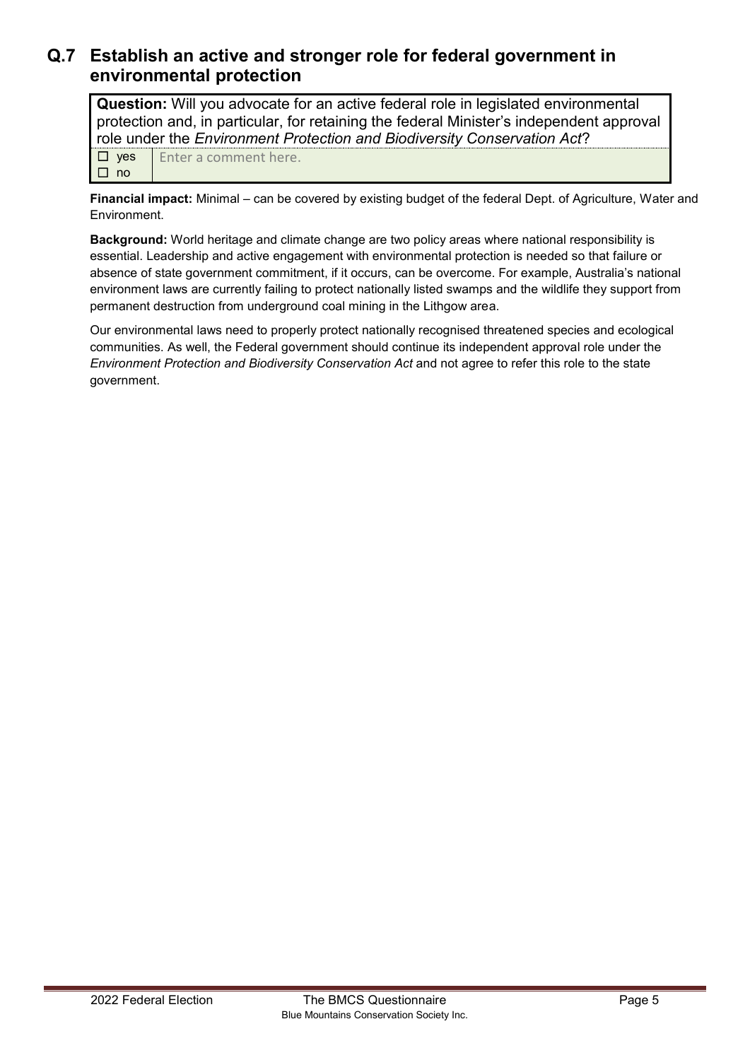## Q.7 Establish an active and stronger role for federal government in environmental protection

| **Question:** Will you advocate for an active federal role in legislated environmental protection and, in particular, for retaining the federal Minister's independent approval role under the *Environment Protection and Biodiversity Conservation Act*? | |
|---|---|
| ☐ yes<br>☐ no | Enter a comment here. |

**Financial impact:** Minimal – can be covered by existing budget of the federal Dept. of Agriculture, Water and Environment.

**Background:** World heritage and climate change are two policy areas where national responsibility is essential. Leadership and active engagement with environmental protection is needed so that failure or absence of state government commitment, if it occurs, can be overcome. For example, Australia's national environment laws are currently failing to protect nationally listed swamps and the wildlife they support from permanent destruction from underground coal mining in the Lithgow area.

Our environmental laws need to properly protect nationally recognised threatened species and ecological communities. As well, the Federal government should continue its independent approval role under the *Environment Protection and Biodiversity Conservation Act* and not agree to refer this role to the state government.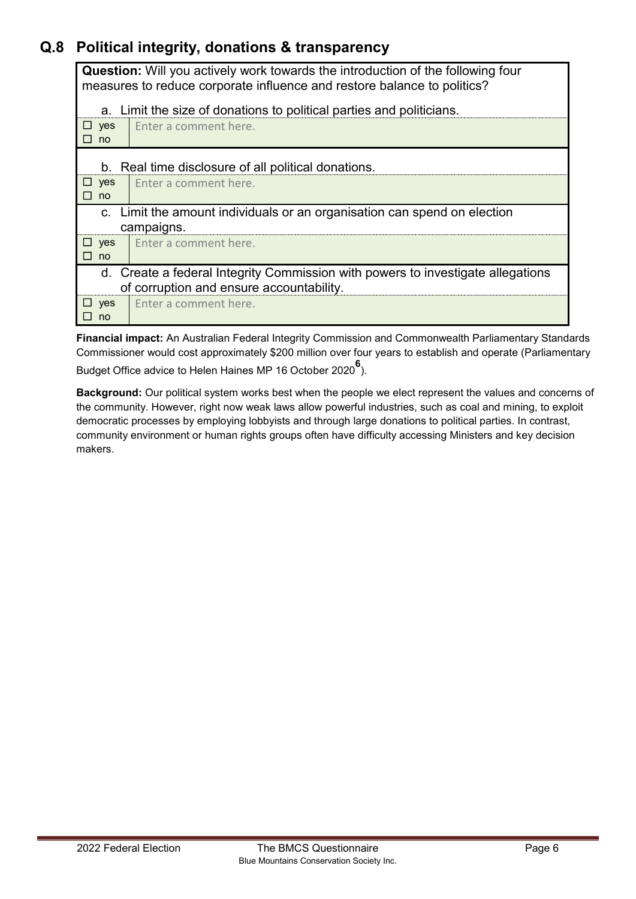## Q.8 Political integrity, donations & transparency

**Question:** Will you actively work towards the introduction of the following four measures to reduce corporate influence and restore balance to politics?

a. Limit the size of donations to political parties and politicians.

| ☐ yes ☐ no | Enter a comment here. |
|---|---|

b. Real time disclosure of all political donations.

| ☐ yes ☐ no | Enter a comment here. |
|---|---|

c. Limit the amount individuals or an organisation can spend on election campaigns.

| ☐ yes ☐ no | Enter a comment here. |
|---|---|

d. Create a federal Integrity Commission with powers to investigate allegations of corruption and ensure accountability.

| ☐ yes ☐ no | Enter a comment here. |
|---|---|

**Financial impact:** An Australian Federal Integrity Commission and Commonwealth Parliamentary Standards Commissioner would cost approximately $200 million over four years to establish and operate (Parliamentary Budget Office advice to Helen Haines MP 16 October 2020[6]).

**Background:** Our political system works best when the people we elect represent the values and concerns of the community. However, right now weak laws allow powerful industries, such as coal and mining, to exploit democratic processes by employing lobbyists and through large donations to political parties. In contrast, community environment or human rights groups often have difficulty accessing Ministers and key decision makers.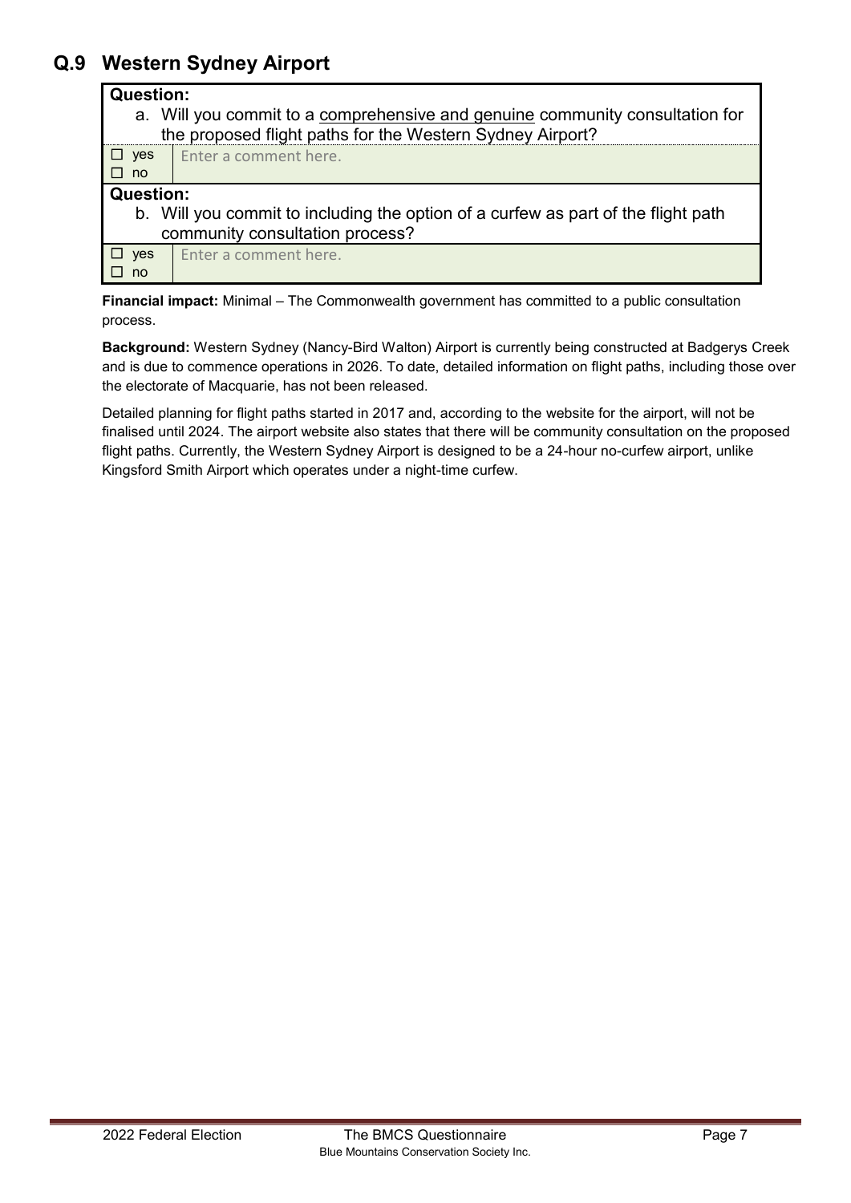## Q.9 Western Sydney Airport

| **Question:**<br>a. Will you commit to a <u>comprehensive and genuine</u> community consultation for the proposed flight paths for the Western Sydney Airport? | |
|---|---|
| ☐ yes<br>☐ no | Enter a comment here. |
| **Question:**<br>b. Will you commit to including the option of a curfew as part of the flight path community consultation process? | |
| ☐ yes<br>☐ no | Enter a comment here. |

**Financial impact:** Minimal – The Commonwealth government has committed to a public consultation process.

**Background:** Western Sydney (Nancy-Bird Walton) Airport is currently being constructed at Badgerys Creek and is due to commence operations in 2026. To date, detailed information on flight paths, including those over the electorate of Macquarie, has not been released.

Detailed planning for flight paths started in 2017 and, according to the website for the airport, will not be finalised until 2024. The airport website also states that there will be community consultation on the proposed flight paths. Currently, the Western Sydney Airport is designed to be a 24-hour no-curfew airport, unlike Kingsford Smith Airport which operates under a night-time curfew.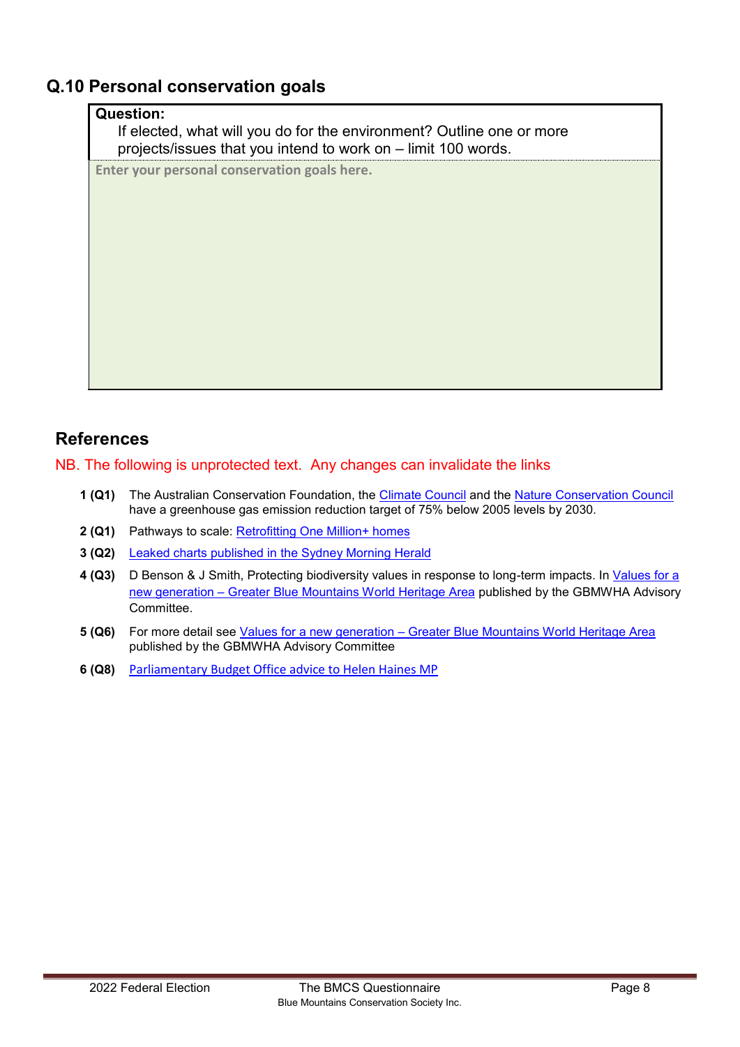## Q.10 Personal conservation goals

**Question:**
If elected, what will you do for the environment? Outline one or more projects/issues that you intend to work on – limit 100 words.

Enter your personal conservation goals here.

## References

NB. The following is unprotected text. Any changes can invalidate the links

**1 (Q1)** The Australian Conservation Foundation, the Climate Council and the Nature Conservation Council have a greenhouse gas emission reduction target of 75% below 2005 levels by 2030.

**2 (Q1)** Pathways to scale: Retrofitting One Million+ homes

**3 (Q2)** Leaked charts published in the Sydney Morning Herald

**4 (Q3)** D Benson & J Smith, Protecting biodiversity values in response to long-term impacts. In Values for a new generation – Greater Blue Mountains World Heritage Area published by the GBMWHA Advisory Committee.

**5 (Q6)** For more detail see Values for a new generation – Greater Blue Mountains World Heritage Area published by the GBMWHA Advisory Committee

**6 (Q8)** Parliamentary Budget Office advice to Helen Haines MP